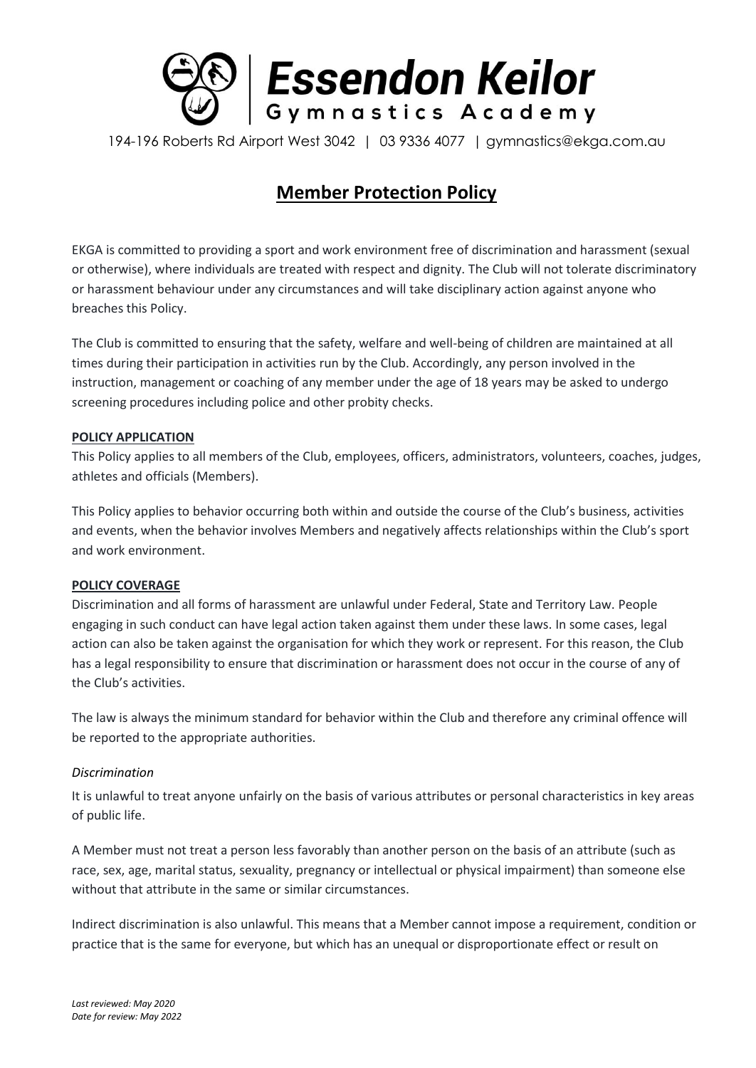# Essendon Keilor Gymnastics Academy

194-196 Roberts Rd Airport West 3042 | 03 9336 4077 | gymnastics@ekga.com.au

## Member Protection Policy

EKGA is committed to providing a sport and work environment free of discrimination and harassment (sexual or otherwise), where individuals are treated with respect and dignity. The Club will not tolerate discriminatory or harassment behaviour under any circumstances and will take disciplinary action against anyone who breaches this Policy.

The Club is committed to ensuring that the safety, welfare and well-being of children are maintained at all times during their participation in activities run by the Club. Accordingly, any person involved in the instruction, management or coaching of any member under the age of 18 years may be asked to undergo screening procedures including police and other probity checks.

### POLICY APPLICATION

This Policy applies to all members of the Club, employees, officers, administrators, volunteers, coaches, judges, athletes and officials (Members).

This Policy applies to behavior occurring both within and outside the course of the Club's business, activities and events, when the behavior involves Members and negatively affects relationships within the Club's sport and work environment.

### POLICY COVERAGE

Discrimination and all forms of harassment are unlawful under Federal, State and Territory Law. People engaging in such conduct can have legal action taken against them under these laws. In some cases, legal action can also be taken against the organisation for which they work or represent. For this reason, the Club has a legal responsibility to ensure that discrimination or harassment does not occur in the course of any of the Club's activities.

The law is always the minimum standard for behavior within the Club and therefore any criminal offence will be reported to the appropriate authorities.

*Discrimination*

It is unlawful to treat anyone unfairly on the basis of various attributes or personal characteristics in key areas of public life.

A Member must not treat a person less favorably than another person on the basis of an attribute (such as race, sex, age, marital status, sexuality, pregnancy or intellectual or physical impairment) than someone else without that attribute in the same or similar circumstances.

Indirect discrimination is also unlawful. This means that a Member cannot impose a requirement, condition or practice that is the same for everyone, but which has an unequal or disproportionate effect or result on

*Last reviewed: May 2020*
*Date for review: May 2022*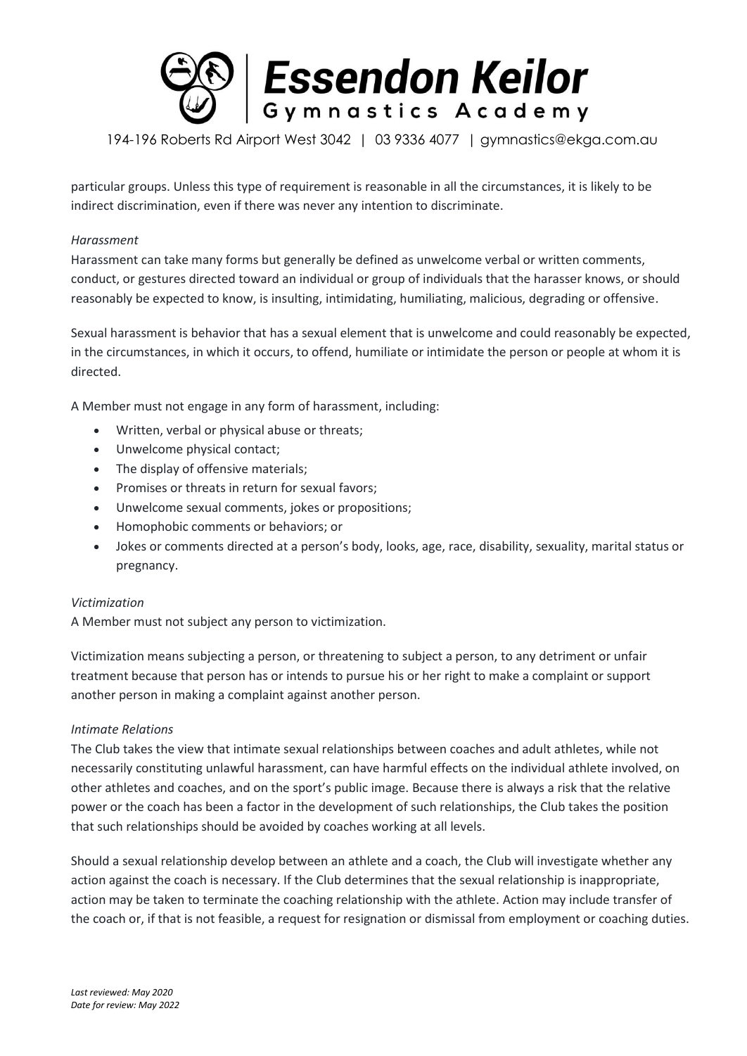particular groups. Unless this type of requirement is reasonable in all the circumstances, it is likely to be indirect discrimination, even if there was never any intention to discriminate.

*Harassment*

Harassment can take many forms but generally be defined as unwelcome verbal or written comments, conduct, or gestures directed toward an individual or group of individuals that the harasser knows, or should reasonably be expected to know, is insulting, intimidating, humiliating, malicious, degrading or offensive.

Sexual harassment is behavior that has a sexual element that is unwelcome and could reasonably be expected, in the circumstances, in which it occurs, to offend, humiliate or intimidate the person or people at whom it is directed.

A Member must not engage in any form of harassment, including:

- Written, verbal or physical abuse or threats;
- Unwelcome physical contact;
- The display of offensive materials;
- Promises or threats in return for sexual favors;
- Unwelcome sexual comments, jokes or propositions;
- Homophobic comments or behaviors; or
- Jokes or comments directed at a person's body, looks, age, race, disability, sexuality, marital status or pregnancy.

*Victimization*

A Member must not subject any person to victimization.

Victimization means subjecting a person, or threatening to subject a person, to any detriment or unfair treatment because that person has or intends to pursue his or her right to make a complaint or support another person in making a complaint against another person.

*Intimate Relations*

The Club takes the view that intimate sexual relationships between coaches and adult athletes, while not necessarily constituting unlawful harassment, can have harmful effects on the individual athlete involved, on other athletes and coaches, and on the sport's public image. Because there is always a risk that the relative power or the coach has been a factor in the development of such relationships, the Club takes the position that such relationships should be avoided by coaches working at all levels.

Should a sexual relationship develop between an athlete and a coach, the Club will investigate whether any action against the coach is necessary. If the Club determines that the sexual relationship is inappropriate, action may be taken to terminate the coaching relationship with the athlete. Action may include transfer of the coach or, if that is not feasible, a request for resignation or dismissal from employment or coaching duties.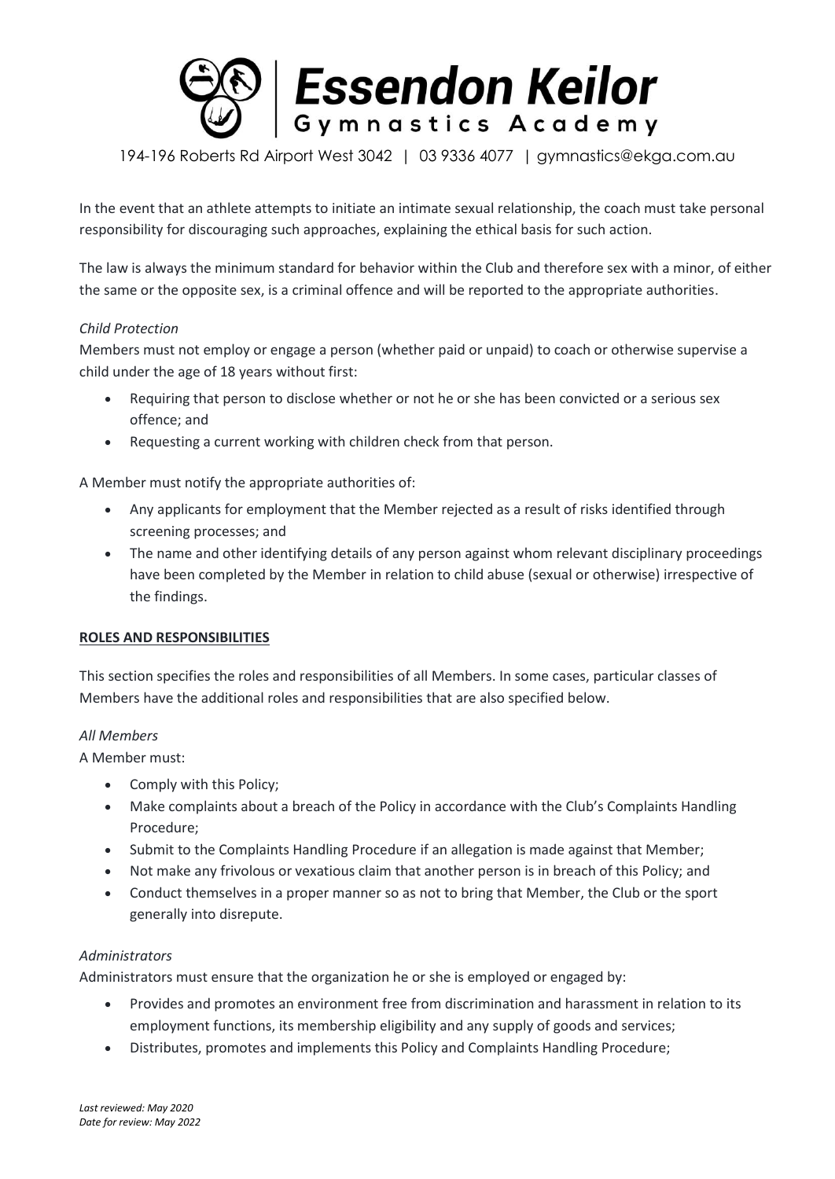In the event that an athlete attempts to initiate an intimate sexual relationship, the coach must take personal responsibility for discouraging such approaches, explaining the ethical basis for such action.

The law is always the minimum standard for behavior within the Club and therefore sex with a minor, of either the same or the opposite sex, is a criminal offence and will be reported to the appropriate authorities.

*Child Protection*

Members must not employ or engage a person (whether paid or unpaid) to coach or otherwise supervise a child under the age of 18 years without first:

- Requiring that person to disclose whether or not he or she has been convicted or a serious sex offence; and
- Requesting a current working with children check from that person.

A Member must notify the appropriate authorities of:

- Any applicants for employment that the Member rejected as a result of risks identified through screening processes; and
- The name and other identifying details of any person against whom relevant disciplinary proceedings have been completed by the Member in relation to child abuse (sexual or otherwise) irrespective of the findings.

**ROLES AND RESPONSIBILITIES**

This section specifies the roles and responsibilities of all Members. In some cases, particular classes of Members have the additional roles and responsibilities that are also specified below.

*All Members*

A Member must:

- Comply with this Policy;
- Make complaints about a breach of the Policy in accordance with the Club's Complaints Handling Procedure;
- Submit to the Complaints Handling Procedure if an allegation is made against that Member;
- Not make any frivolous or vexatious claim that another person is in breach of this Policy; and
- Conduct themselves in a proper manner so as not to bring that Member, the Club or the sport generally into disrepute.

*Administrators*

Administrators must ensure that the organization he or she is employed or engaged by:

- Provides and promotes an environment free from discrimination and harassment in relation to its employment functions, its membership eligibility and any supply of goods and services;
- Distributes, promotes and implements this Policy and Complaints Handling Procedure;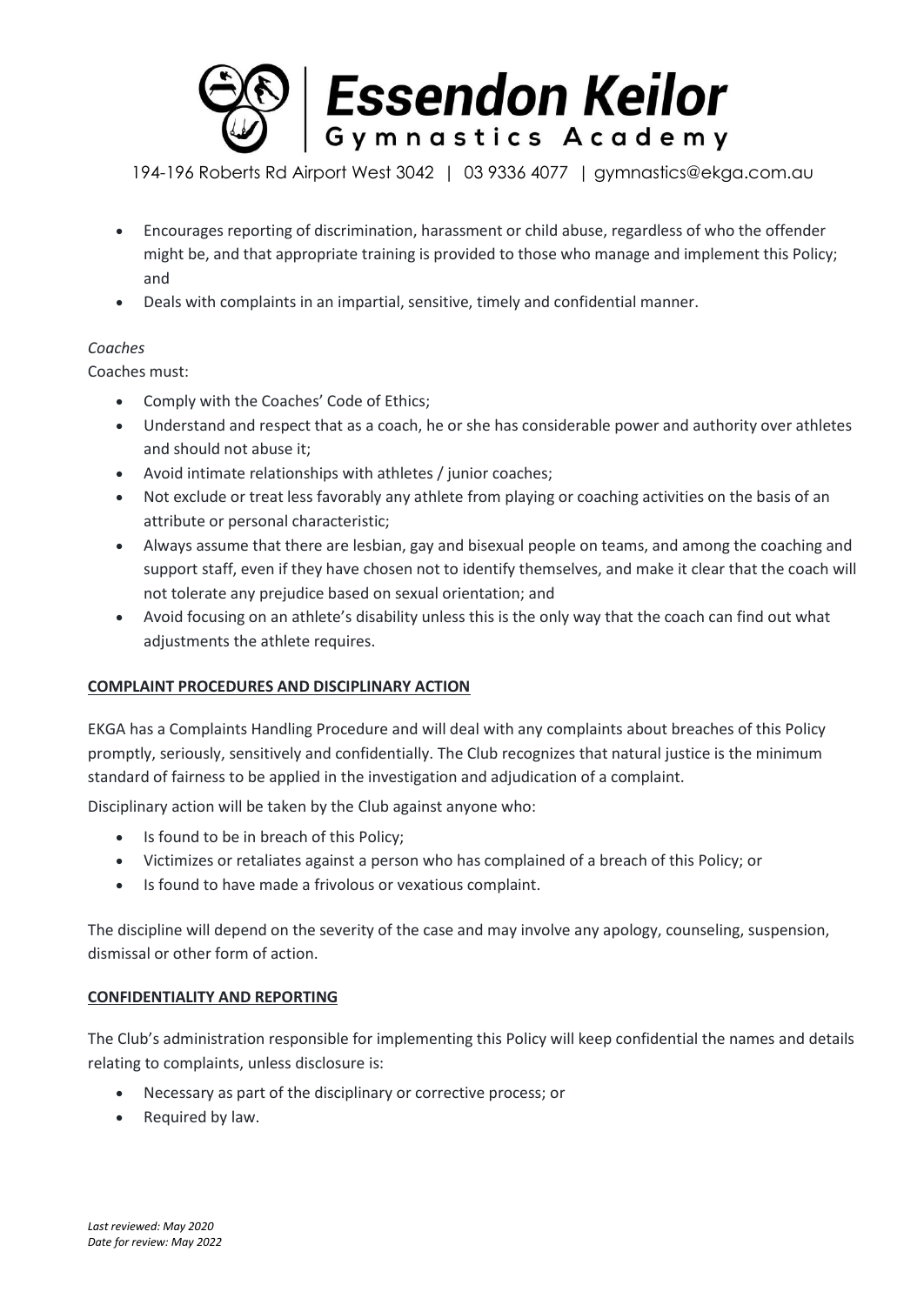- Encourages reporting of discrimination, harassment or child abuse, regardless of who the offender might be, and that appropriate training is provided to those who manage and implement this Policy; and
- Deals with complaints in an impartial, sensitive, timely and confidential manner.

*Coaches*

Coaches must:

- Comply with the Coaches' Code of Ethics;
- Understand and respect that as a coach, he or she has considerable power and authority over athletes and should not abuse it;
- Avoid intimate relationships with athletes / junior coaches;
- Not exclude or treat less favorably any athlete from playing or coaching activities on the basis of an attribute or personal characteristic;
- Always assume that there are lesbian, gay and bisexual people on teams, and among the coaching and support staff, even if they have chosen not to identify themselves, and make it clear that the coach will not tolerate any prejudice based on sexual orientation; and
- Avoid focusing on an athlete's disability unless this is the only way that the coach can find out what adjustments the athlete requires.

## COMPLAINT PROCEDURES AND DISCIPLINARY ACTION

EKGA has a Complaints Handling Procedure and will deal with any complaints about breaches of this Policy promptly, seriously, sensitively and confidentially. The Club recognizes that natural justice is the minimum standard of fairness to be applied in the investigation and adjudication of a complaint.

Disciplinary action will be taken by the Club against anyone who:

- Is found to be in breach of this Policy;
- Victimizes or retaliates against a person who has complained of a breach of this Policy; or
- Is found to have made a frivolous or vexatious complaint.

The discipline will depend on the severity of the case and may involve any apology, counseling, suspension, dismissal or other form of action.

## CONFIDENTIALITY AND REPORTING

The Club's administration responsible for implementing this Policy will keep confidential the names and details relating to complaints, unless disclosure is:

- Necessary as part of the disciplinary or corrective process; or
- Required by law.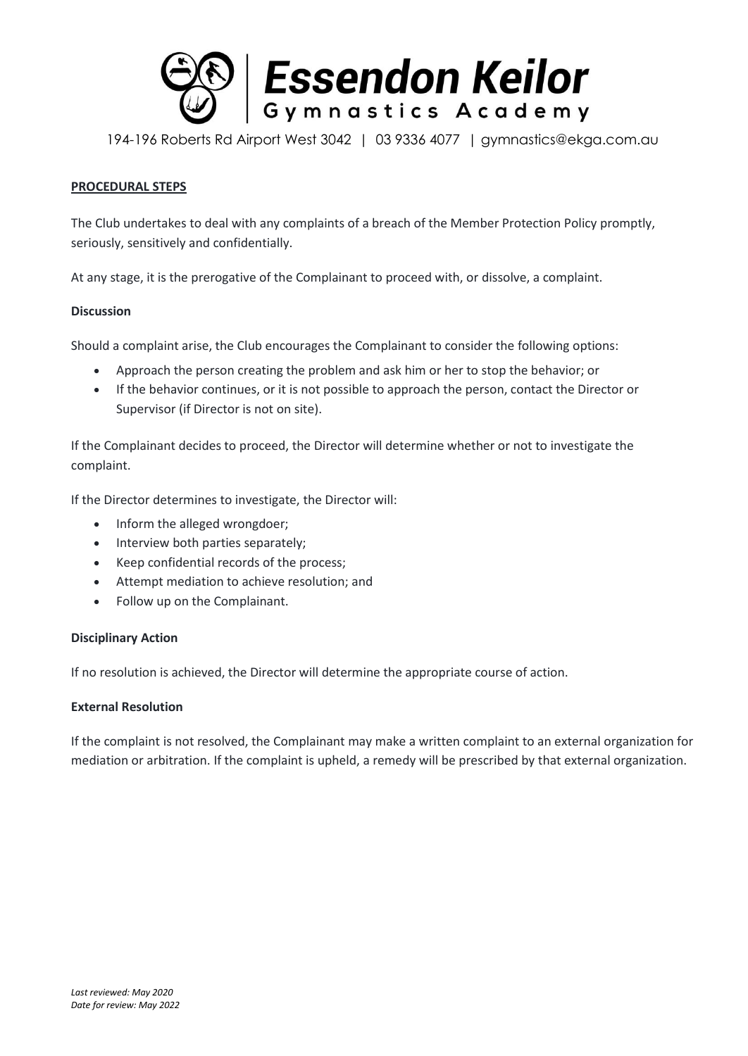**PROCEDURAL STEPS**

The Club undertakes to deal with any complaints of a breach of the Member Protection Policy promptly, seriously, sensitively and confidentially.

At any stage, it is the prerogative of the Complainant to proceed with, or dissolve, a complaint.

**Discussion**

Should a complaint arise, the Club encourages the Complainant to consider the following options:

- Approach the person creating the problem and ask him or her to stop the behavior; or
- If the behavior continues, or it is not possible to approach the person, contact the Director or Supervisor (if Director is not on site).

If the Complainant decides to proceed, the Director will determine whether or not to investigate the complaint.

If the Director determines to investigate, the Director will:

- Inform the alleged wrongdoer;
- Interview both parties separately;
- Keep confidential records of the process;
- Attempt mediation to achieve resolution; and
- Follow up on the Complainant.

**Disciplinary Action**

If no resolution is achieved, the Director will determine the appropriate course of action.

**External Resolution**

If the complaint is not resolved, the Complainant may make a written complaint to an external organization for mediation or arbitration. If the complaint is upheld, a remedy will be prescribed by that external organization.

*Last reviewed: May 2020*
*Date for review: May 2022*